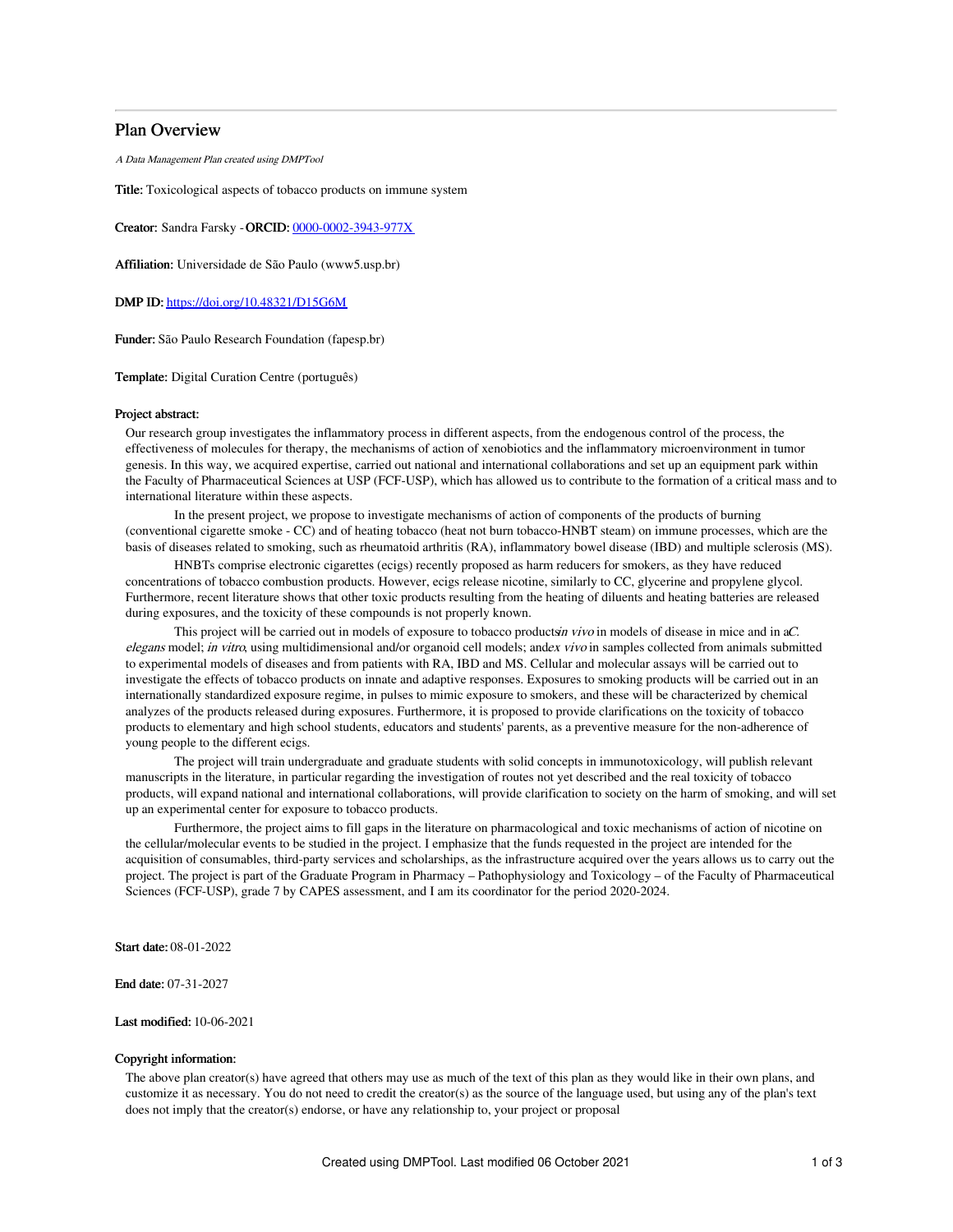# Plan Overview

*A Data Management Plan created using DMPTool*

**Title:** Toxicological aspects of tobacco products on immune system

**Creator:** Sandra Farsky - **ORCID:** 0000-0002-3943-977X

**Affiliation:** Universidade de São Paulo (www5.usp.br)

**DMP ID:** https://doi.org/10.48321/D15G6M

**Funder:** São Paulo Research Foundation (fapesp.br)

**Template:** Digital Curation Centre (português)

## Project abstract:

Our research group investigates the inflammatory process in different aspects, from the endogenous control of the process, the effectiveness of molecules for therapy, the mechanisms of action of xenobiotics and the inflammatory microenvironment in tumor genesis. In this way, we acquired expertise, carried out national and international collaborations and set up an equipment park within the Faculty of Pharmaceutical Sciences at USP (FCF-USP), which has allowed us to contribute to the formation of a critical mass and to international literature within these aspects.

In the present project, we propose to investigate mechanisms of action of components of the products of burning (conventional cigarette smoke - CC) and of heating tobacco (heat not burn tobacco-HNBT steam) on immune processes, which are the basis of diseases related to smoking, such as rheumatoid arthritis (RA), inflammatory bowel disease (IBD) and multiple sclerosis (MS).

HNBTs comprise electronic cigarettes (ecigs) recently proposed as harm reducers for smokers, as they have reduced concentrations of tobacco combustion products. However, ecigs release nicotine, similarly to CC, glycerine and propylene glycol. Furthermore, recent literature shows that other toxic products resulting from the heating of diluents and heating batteries are released during exposures, and the toxicity of these compounds is not properly known.

This project will be carried out in models of exposure to tobacco products *in vivo* in models of disease in mice and in a *C. elegans* model; *in vitro*, using multidimensional and/or organoid cell models; and *ex vivo* in samples collected from animals submitted to experimental models of diseases and from patients with RA, IBD and MS. Cellular and molecular assays will be carried out to investigate the effects of tobacco products on innate and adaptive responses. Exposures to smoking products will be carried out in an internationally standardized exposure regime, in pulses to mimic exposure to smokers, and these will be characterized by chemical analyzes of the products released during exposures. Furthermore, it is proposed to provide clarifications on the toxicity of tobacco products to elementary and high school students, educators and students' parents, as a preventive measure for the non-adherence of young people to the different ecigs.

The project will train undergraduate and graduate students with solid concepts in immunotoxicology, will publish relevant manuscripts in the literature, in particular regarding the investigation of routes not yet described and the real toxicity of tobacco products, will expand national and international collaborations, will provide clarification to society on the harm of smoking, and will set up an experimental center for exposure to tobacco products.

Furthermore, the project aims to fill gaps in the literature on pharmacological and toxic mechanisms of action of nicotine on the cellular/molecular events to be studied in the project. I emphasize that the funds requested in the project are intended for the acquisition of consumables, third-party services and scholarships, as the infrastructure acquired over the years allows us to carry out the project. The project is part of the Graduate Program in Pharmacy – Pathophysiology and Toxicology – of the Faculty of Pharmaceutical Sciences (FCF-USP), grade 7 by CAPES assessment, and I am its coordinator for the period 2020-2024.

**Start date:** 08-01-2022

**End date:** 07-31-2027

**Last modified:** 10-06-2021

## Copyright information:

The above plan creator(s) have agreed that others may use as much of the text of this plan as they would like in their own plans, and customize it as necessary. You do not need to credit the creator(s) as the source of the language used, but using any of the plan's text does not imply that the creator(s) endorse, or have any relationship to, your project or proposal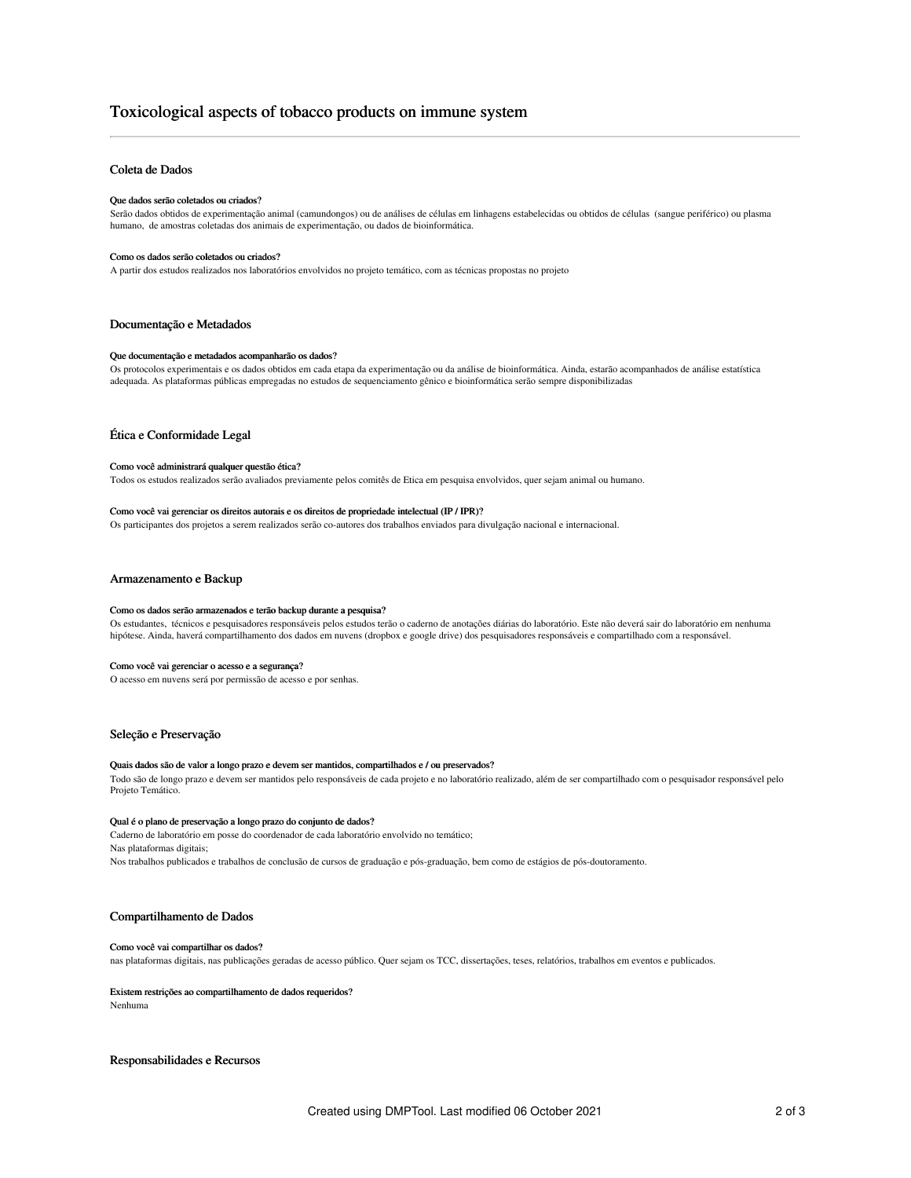# Toxicological aspects of tobacco products on immune system

## Coleta de Dados

**Que dados serão coletados ou criados?**

Serão dados obtidos de experimentação animal (camundongos) ou de análises de células em linhagens estabelecidas ou obtidos de células  (sangue periférico) ou plasma humano,  de amostras coletadas dos animais de experimentação, ou dados de bioinformática.

**Como os dados serão coletados ou criados?**

A partir dos estudos realizados nos laboratórios envolvidos no projeto temático, com as técnicas propostas no projeto

## Documentação e Metadados

**Que documentação e metadados acompanharão os dados?**

Os protocolos experimentais e os dados obtidos em cada etapa da experimentação ou da análise de bioinformática. Ainda, estarão acompanhados de análise estatística adequada. As plataformas públicas empregadas no estudos de sequenciamento gênico e bioinformática serão sempre disponibilizadas

## Ética e Conformidade Legal

**Como você administrará qualquer questão ética?**

Todos os estudos realizados serão avaliados previamente pelos comitês de Etica em pesquisa envolvidos, quer sejam animal ou humano.

**Como você vai gerenciar os direitos autorais e os direitos de propriedade intelectual (IP / IPR)?**

Os participantes dos projetos a serem realizados serão co-autores dos trabalhos enviados para divulgação nacional e internacional.

## Armazenamento e Backup

**Como os dados serão armazenados e terão backup durante a pesquisa?**

Os estudantes,  técnicos e pesquisadores responsáveis pelos estudos terão o caderno de anotações diárias do laboratório. Este não deverá sair do laboratório em nenhuma hipótese. Ainda, haverá compartilhamento dos dados em nuvens (dropbox e google drive) dos pesquisadores responsáveis e compartilhado com a responsável.

**Como você vai gerenciar o acesso e a segurança?**

O acesso em nuvens será por permissão de acesso e por senhas.

## Seleção e Preservação

**Quais dados são de valor a longo prazo e devem ser mantidos, compartilhados e / ou preservados?**

Todo são de longo prazo e devem ser mantidos pelo responsáveis de cada projeto e no laboratório realizado, além de ser compartilhado com o pesquisador responsável pelo Projeto Temático.

**Qual é o plano de preservação a longo prazo do conjunto de dados?**

Caderno de laboratório em posse do coordenador de cada laboratório envolvido no temático;

Nas plataformas digitais;

Nos trabalhos publicados e trabalhos de conclusão de cursos de graduação e pós-graduação, bem como de estágios de pós-doutoramento.

## Compartilhamento de Dados

**Como você vai compartilhar os dados?**

nas plataformas digitais, nas publicações geradas de acesso público. Quer sejam os TCC, dissertações, teses, relatórios, trabalhos em eventos e publicados.

**Existem restrições ao compartilhamento de dados requeridos?**

Nenhuma

## Responsabilidades e Recursos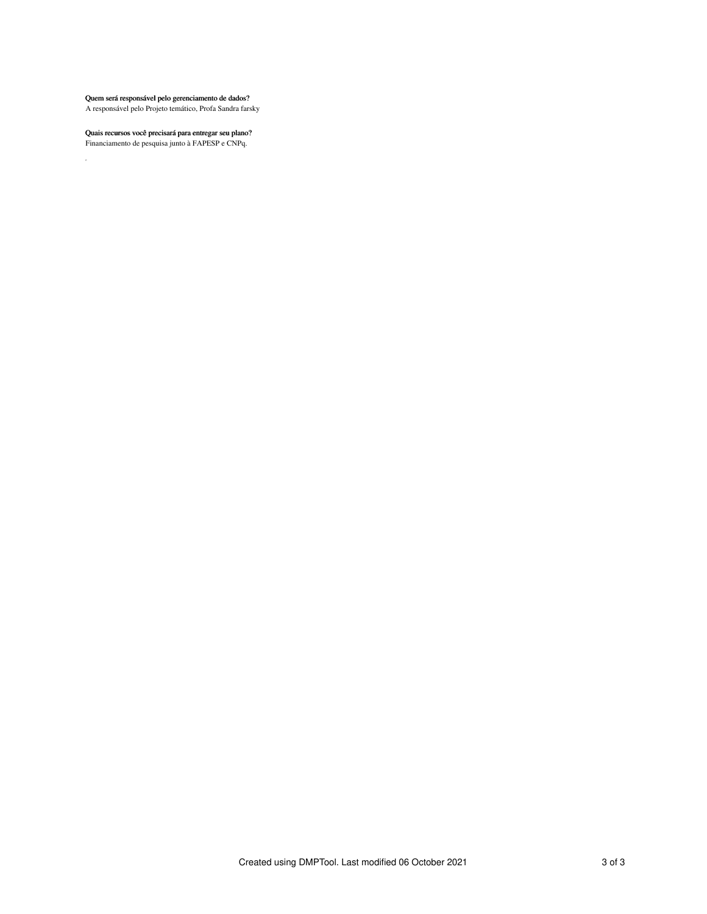**Quem será responsável pelo gerenciamento de dados?**
A responsável pelo Projeto temático, Profa Sandra farsky

**Quais recursos você precisará para entregar seu plano?**
Financiamento de pesquisa junto à FAPESP e CNPq.

.